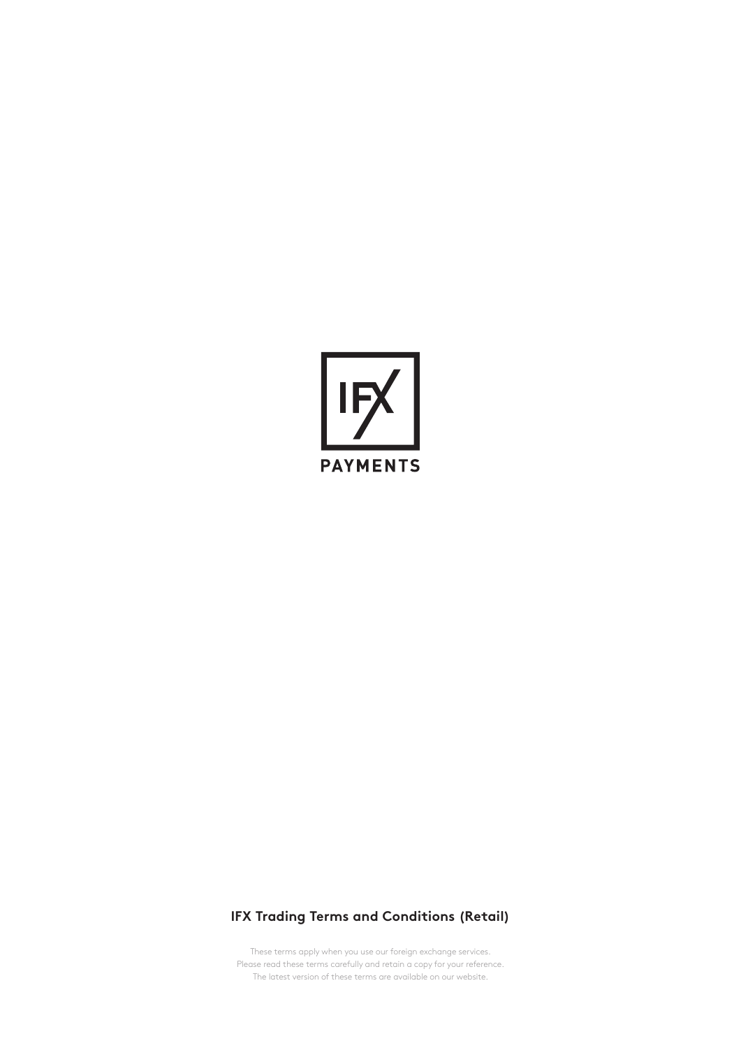IFX PAYMENTS

# IFX Trading Terms and Conditions (Retail)

These terms apply when you use our foreign exchange services.
Please read these terms carefully and retain a copy for your reference.
The latest version of these terms are available on our website.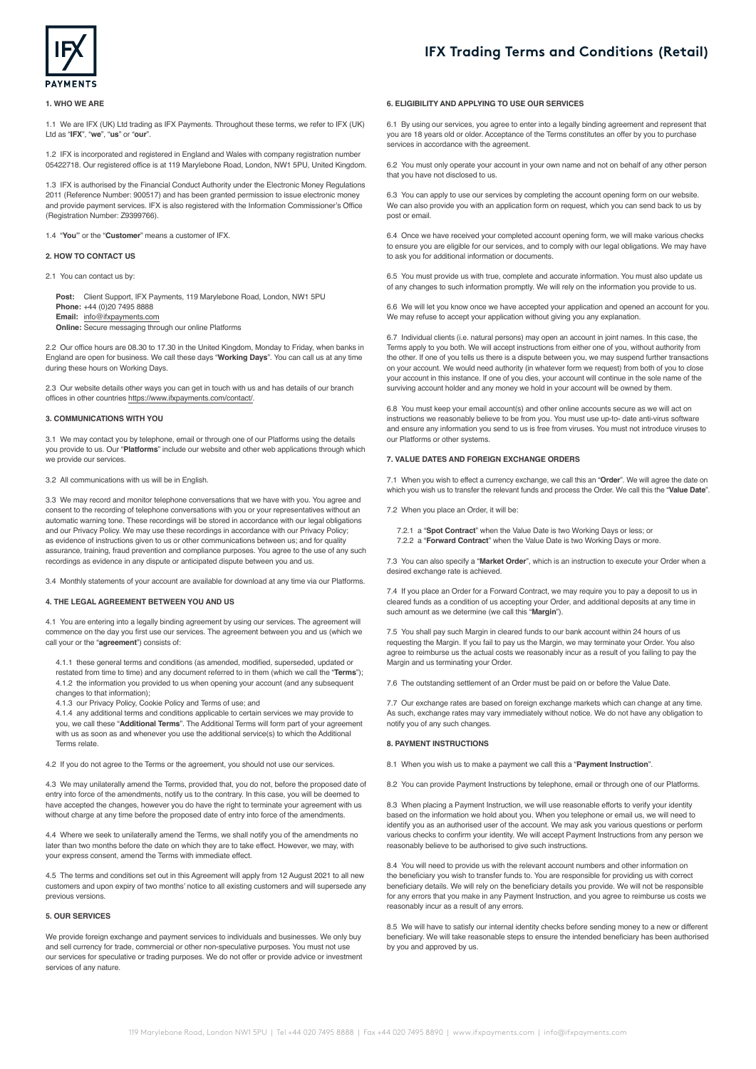# IFX Trading Terms and Conditions (Retail)

## 1. WHO WE ARE

1.1 We are IFX (UK) Ltd trading as IFX Payments. Throughout these terms, we refer to IFX (UK) Ltd as "**IFX**", "**we**", "**us**" or "**our**".

1.2 IFX is incorporated and registered in England and Wales with company registration number 05422718. Our registered office is at 119 Marylebone Road, London, NW1 5PU, United Kingdom.

1.3 IFX is authorised by the Financial Conduct Authority under the Electronic Money Regulations 2011 (Reference Number: 900517) and has been granted permission to issue electronic money and provide payment services. IFX is also registered with the Information Commissioner's Office (Registration Number: Z9399766).

1.4 "**You**" or the "**Customer**" means a customer of IFX.

## 2. HOW TO CONTACT US

2.1 You can contact us by:

**Post:** Client Support, IFX Payments, 119 Marylebone Road, London, NW1 5PU
**Phone:** +44 (0)20 7495 8888
**Email:** info@ifxpayments.com
**Online:** Secure messaging through our online Platforms

2.2 Our office hours are 08.30 to 17.30 in the United Kingdom, Monday to Friday, when banks in England are open for business. We call these days "**Working Days**". You can call us at any time during these hours on Working Days.

2.3 Our website details other ways you can get in touch with us and has details of our branch offices in other countries https://www.ifxpayments.com/contact/.

## 3. COMMUNICATIONS WITH YOU

3.1 We may contact you by telephone, email or through one of our Platforms using the details you provide to us. Our "**Platforms**" include our website and other web applications through which we provide our services.

3.2 All communications with us will be in English.

3.3 We may record and monitor telephone conversations that we have with you. You agree and consent to the recording of telephone conversations with you or your representatives without an automatic warning tone. These recordings will be stored in accordance with our legal obligations and our Privacy Policy. We may use these recordings in accordance with our Privacy Policy; as evidence of instructions given to us or other communications between us; and for quality assurance, training, fraud prevention and compliance purposes. You agree to the use of any such recordings as evidence in any dispute or anticipated dispute between you and us.

3.4 Monthly statements of your account are available for download at any time via our Platforms.

## 4. THE LEGAL AGREEMENT BETWEEN YOU AND US

4.1 You are entering into a legally binding agreement by using our services. The agreement will commence on the day you first use our services. The agreement between you and us (which we call your or the "**agreement**") consists of:

4.1.1 these general terms and conditions (as amended, modified, superseded, updated or restated from time to time) and any document referred to in them (which we call the "**Terms**");
4.1.2 the information you provided to us when opening your account (and any subsequent changes to that information);
4.1.3 our Privacy Policy, Cookie Policy and Terms of use; and
4.1.4 any additional terms and conditions applicable to certain services we may provide to you, we call these "**Additional Terms**". The Additional Terms will form part of your agreement with us as soon as and whenever you use the additional service(s) to which the Additional Terms relate.

4.2 If you do not agree to the Terms or the agreement, you should not use our services.

4.3 We may unilaterally amend the Terms, provided that, you do not, before the proposed date of entry into force of the amendments, notify us to the contrary. In this case, you will be deemed to have accepted the changes, however you do have the right to terminate your agreement with us without charge at any time before the proposed date of entry into force of the amendments.

4.4 Where we seek to unilaterally amend the Terms, we shall notify you of the amendments no later than two months before the date on which they are to take effect. However, we may, with your express consent, amend the Terms with immediate effect.

4.5 The terms and conditions set out in this Agreement will apply from 12 August 2021 to all new customers and upon expiry of two months' notice to all existing customers and will supersede any previous versions.

## 5. OUR SERVICES

We provide foreign exchange and payment services to individuals and businesses. We only buy and sell currency for trade, commercial or other non-speculative purposes. You must not use our services for speculative or trading purposes. We do not offer or provide advice or investment services of any nature.

## 6. ELIGIBILITY AND APPLYING TO USE OUR SERVICES

6.1 By using our services, you agree to enter into a legally binding agreement and represent that you are 18 years old or older. Acceptance of the Terms constitutes an offer by you to purchase services in accordance with the agreement.

6.2 You must only operate your account in your own name and not on behalf of any other person that you have not disclosed to us.

6.3 You can apply to use our services by completing the account opening form on our website. We can also provide you with an application form on request, which you can send back to us by post or email.

6.4 Once we have received your completed account opening form, we will make various checks to ensure you are eligible for our services, and to comply with our legal obligations. We may have to ask you for additional information or documents.

6.5 You must provide us with true, complete and accurate information. You must also update us of any changes to such information promptly. We will rely on the information you provide to us.

6.6 We will let you know once we have accepted your application and opened an account for you. We may refuse to accept your application without giving you any explanation.

6.7 Individual clients (i.e. natural persons) may open an account in joint names. In this case, the Terms apply to you both. We will accept instructions from either one of you, without authority from the other. If one of you tells us there is a dispute between you, we may suspend further transactions on your account. We would need authority (in whatever form we request) from both of you to close your account in this instance. If one of you dies, your account will continue in the sole name of the surviving account holder and any money we hold in your account will be owned by them.

6.8 You must keep your email account(s) and other online accounts secure as we will act on instructions we reasonably believe to be from you. You must use up-to- date anti-virus software and ensure any information you send to us is free from viruses. You must not introduce viruses to our Platforms or other systems.

## 7. VALUE DATES AND FOREIGN EXCHANGE ORDERS

7.1 When you wish to effect a currency exchange, we call this an "**Order**". We will agree the date on which you wish us to transfer the relevant funds and process the Order. We call this the "**Value Date**".

7.2 When you place an Order, it will be:

7.2.1 a "**Spot Contract**" when the Value Date is two Working Days or less; or
7.2.2 a "**Forward Contract**" when the Value Date is two Working Days or more.

7.3 You can also specify a "**Market Order**", which is an instruction to execute your Order when a desired exchange rate is achieved.

7.4 If you place an Order for a Forward Contract, we may require you to pay a deposit to us in cleared funds as a condition of us accepting your Order, and additional deposits at any time in such amount as we determine (we call this "**Margin**").

7.5 You shall pay such Margin in cleared funds to our bank account within 24 hours of us requesting the Margin. If you fail to pay us the Margin, we may terminate your Order. You also agree to reimburse us the actual costs we reasonably incur as a result of you failing to pay the Margin and us terminating your Order.

7.6 The outstanding settlement of an Order must be paid on or before the Value Date.

7.7 Our exchange rates are based on foreign exchange markets which can change at any time. As such, exchange rates may vary immediately without notice. We do not have any obligation to notify you of any such changes.

## 8. PAYMENT INSTRUCTIONS

8.1 When you wish us to make a payment we call this a "**Payment Instruction**".

8.2 You can provide Payment Instructions by telephone, email or through one of our Platforms.

8.3 When placing a Payment Instruction, we will use reasonable efforts to verify your identity based on the information we hold about you. When you telephone or email us, we will need to identify you as an authorised user of the account. We may ask you various questions or perform various checks to confirm your identity. We will accept Payment Instructions from any person we reasonably believe to be authorised to give such instructions.

8.4 You will need to provide us with the relevant account numbers and other information on the beneficiary you wish to transfer funds to. You are responsible for providing us with correct beneficiary details. We will rely on the beneficiary details you provide. We will not be responsible for any errors that you make in any Payment Instruction, and you agree to reimburse us costs we reasonably incur as a result of any errors.

8.5 We will have to satisfy our internal identity checks before sending money to a new or different beneficiary. We will take reasonable steps to ensure the intended beneficiary has been authorised by you and approved by us.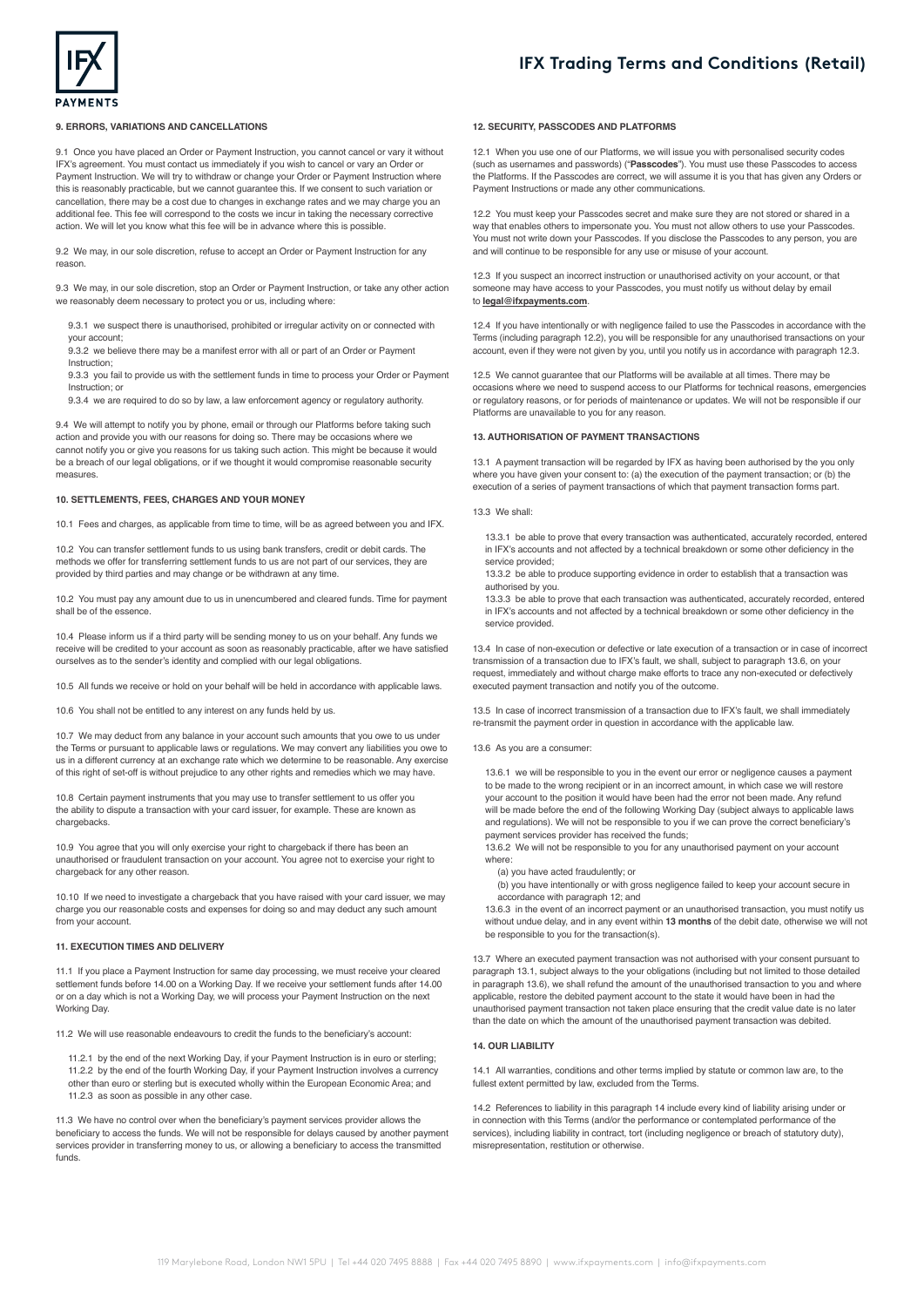### 9. ERRORS, VARIATIONS AND CANCELLATIONS

9.1 Once you have placed an Order or Payment Instruction, you cannot cancel or vary it without IFX's agreement. You must contact us immediately if you wish to cancel or vary an Order or Payment Instruction. We will try to withdraw or change your Order or Payment Instruction where this is reasonably practicable, but we cannot guarantee this. If we consent to such variation or cancellation, there may be a cost due to changes in exchange rates and we may charge you an additional fee. This fee will correspond to the costs we incur in taking the necessary corrective action. We will let you know what this fee will be in advance where this is possible.

9.2 We may, in our sole discretion, refuse to accept an Order or Payment Instruction for any reason.

9.3 We may, in our sole discretion, stop an Order or Payment Instruction, or take any other action we reasonably deem necessary to protect you or us, including where:

9.3.1 we suspect there is unauthorised, prohibited or irregular activity on or connected with your account;
9.3.2 we believe there may be a manifest error with all or part of an Order or Payment Instruction;
9.3.3 you fail to provide us with the settlement funds in time to process your Order or Payment Instruction; or
9.3.4 we are required to do so by law, a law enforcement agency or regulatory authority.

9.4 We will attempt to notify you by phone, email or through our Platforms before taking such action and provide you with our reasons for doing so. There may be occasions where we cannot notify you or give you reasons for us taking such action. This might be because it would be a breach of our legal obligations, or if we thought it would compromise reasonable security measures.

### 10. SETTLEMENTS, FEES, CHARGES AND YOUR MONEY

10.1 Fees and charges, as applicable from time to time, will be as agreed between you and IFX.

10.2 You can transfer settlement funds to us using bank transfers, credit or debit cards. The methods we offer for transferring settlement funds to us are not part of our services, they are provided by third parties and may change or be withdrawn at any time.

10.2 You must pay any amount due to us in unencumbered and cleared funds. Time for payment shall be of the essence.

10.4 Please inform us if a third party will be sending money to us on your behalf. Any funds we receive will be credited to your account as soon as reasonably practicable, after we have satisfied ourselves as to the sender's identity and complied with our legal obligations.

10.5 All funds we receive or hold on your behalf will be held in accordance with applicable laws.

10.6 You shall not be entitled to any interest on any funds held by us.

10.7 We may deduct from any balance in your account such amounts that you owe to us under the Terms or pursuant to applicable laws or regulations. We may convert any liabilities you owe to us in a different currency at an exchange rate which we determine to be reasonable. Any exercise of this right of set-off is without prejudice to any other rights and remedies which we may have.

10.8 Certain payment instruments that you may use to transfer settlement to us offer you the ability to dispute a transaction with your card issuer, for example. These are known as chargebacks.

10.9 You agree that you will only exercise your right to chargeback if there has been an unauthorised or fraudulent transaction on your account. You agree not to exercise your right to chargeback for any other reason.

10.10 If we need to investigate a chargeback that you have raised with your card issuer, we may charge you our reasonable costs and expenses for doing so and may deduct any such amount from your account.

### 11. EXECUTION TIMES AND DELIVERY

11.1 If you place a Payment Instruction for same day processing, we must receive your cleared settlement funds before 14.00 on a Working Day. If we receive your settlement funds after 14.00 or on a day which is not a Working Day, we will process your Payment Instruction on the next Working Day.

11.2 We will use reasonable endeavours to credit the funds to the beneficiary's account:

11.2.1 by the end of the next Working Day, if your Payment Instruction is in euro or sterling;
11.2.2 by the end of the fourth Working Day, if your Payment Instruction involves a currency other than euro or sterling but is executed wholly within the European Economic Area; and
11.2.3 as soon as possible in any other case.

11.3 We have no control over when the beneficiary's payment services provider allows the beneficiary to access the funds. We will not be responsible for delays caused by another payment services provider in transferring money to us, or allowing a beneficiary to access the transmitted funds.

### 12. SECURITY, PASSCODES AND PLATFORMS

12.1 When you use one of our Platforms, we will issue you with personalised security codes (such as usernames and passwords) ("**Passcodes**"). You must use these Passcodes to access the Platforms. If the Passcodes are correct, we will assume it is you that has given any Orders or Payment Instructions or made any other communications.

12.2 You must keep your Passcodes secret and make sure they are not stored or shared in a way that enables others to impersonate you. You must not allow others to use your Passcodes. You must not write down your Passcodes. If you disclose the Passcodes to any person, you are and will continue to be responsible for any use or misuse of your account.

12.3 If you suspect an incorrect instruction or unauthorised activity on your account, or that someone may have access to your Passcodes, you must notify us without delay by email to **legal@ifxpayments.com**.

12.4 If you have intentionally or with negligence failed to use the Passcodes in accordance with the Terms (including paragraph 12.2), you will be responsible for any unauthorised transactions on your account, even if they were not given by you, until you notify us in accordance with paragraph 12.3.

12.5 We cannot guarantee that our Platforms will be available at all times. There may be occasions where we need to suspend access to our Platforms for technical reasons, emergencies or regulatory reasons, or for periods of maintenance or updates. We will not be responsible if our Platforms are unavailable to you for any reason.

### 13. AUTHORISATION OF PAYMENT TRANSACTIONS

13.1 A payment transaction will be regarded by IFX as having been authorised by the you only where you have given your consent to: (a) the execution of the payment transaction; or (b) the execution of a series of payment transactions of which that payment transaction forms part.

13.3 We shall:

13.3.1 be able to prove that every transaction was authenticated, accurately recorded, entered in IFX's accounts and not affected by a technical breakdown or some other deficiency in the service provided;
13.3.2 be able to produce supporting evidence in order to establish that a transaction was authorised by you.
13.3.3 be able to prove that each transaction was authenticated, accurately recorded, entered in IFX's accounts and not affected by a technical breakdown or some other deficiency in the service provided.

13.4 In case of non-execution or defective or late execution of a transaction or in case of incorrect transmission of a transaction due to IFX's fault, we shall, subject to paragraph 13.6, on your request, immediately and without charge make efforts to trace any non-executed or defectively executed payment transaction and notify you of the outcome.

13.5 In case of incorrect transmission of a transaction due to IFX's fault, we shall immediately re-transmit the payment order in question in accordance with the applicable law.

13.6 As you are a consumer:

13.6.1 we will be responsible to you in the event our error or negligence causes a payment to be made to the wrong recipient or in an incorrect amount, in which case we will restore your account to the position it would have been had the error not been made. Any refund will be made before the end of the following Working Day (subject always to applicable laws and regulations). We will not be responsible to you if we can prove the correct beneficiary's payment services provider has received the funds;
13.6.2 We will not be responsible to you for any unauthorised payment on your account where:

(a) you have acted fraudulently; or
(b) you have intentionally or with gross negligence failed to keep your account secure in accordance with paragraph 12; and

13.6.3 in the event of an incorrect payment or an unauthorised transaction, you must notify us without undue delay, and in any event within **13 months** of the debit date, otherwise we will not be responsible to you for the transaction(s).

13.7 Where an executed payment transaction was not authorised with your consent pursuant to paragraph 13.1, subject always to the your obligations (including but not limited to those detailed in paragraph 13.6), we shall refund the amount of the unauthorised transaction to you and where applicable, restore the debited payment account to the state it would have been in had the unauthorised payment transaction not taken place ensuring that the credit value date is no later than the date on which the amount of the unauthorised payment transaction was debited.

### 14. OUR LIABILITY

14.1 All warranties, conditions and other terms implied by statute or common law are, to the fullest extent permitted by law, excluded from the Terms.

14.2 References to liability in this paragraph 14 include every kind of liability arising under or in connection with this Terms (and/or the performance or contemplated performance of the services), including liability in contract, tort (including negligence or breach of statutory duty), misrepresentation, restitution or otherwise.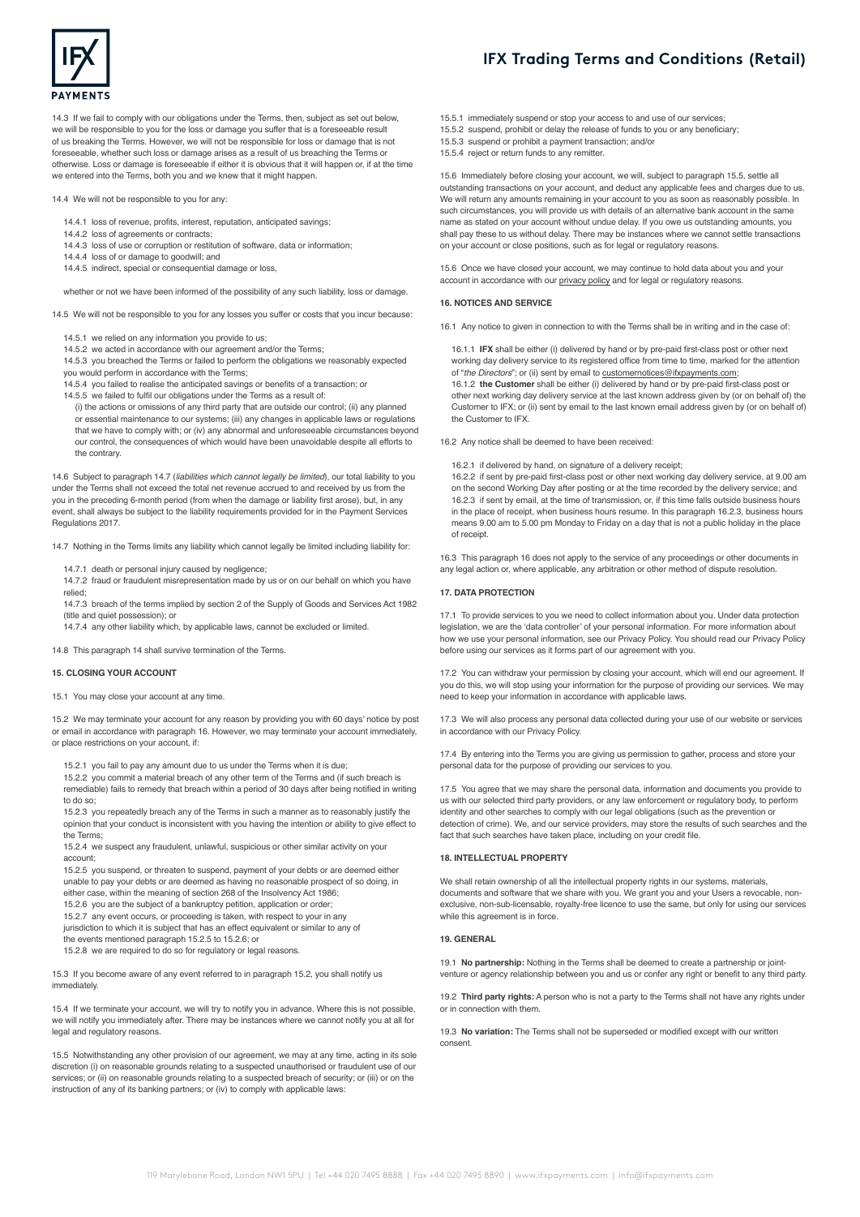14.3 If we fail to comply with our obligations under the Terms, then, subject as set out below, we will be responsible to you for the loss or damage you suffer that is a foreseeable result of us breaking the Terms. However, we will not be responsible for loss or damage that is not foreseeable, whether such loss or damage arises as a result of us breaching the Terms or otherwise. Loss or damage is foreseeable if either it is obvious that it will happen or, if at the time we entered into the Terms, both you and we knew that it might happen.

14.4 We will not be responsible to you for any:

14.4.1 loss of revenue, profits, interest, reputation, anticipated savings;
14.4.2 loss of agreements or contracts;
14.4.3 loss of use or corruption or restitution of software, data or information;
14.4.4 loss of or damage to goodwill; and
14.4.5 indirect, special or consequential damage or loss,

whether or not we have been informed of the possibility of any such liability, loss or damage.

14.5 We will not be responsible to you for any losses you suffer or costs that you incur because:

14.5.1 we relied on any information you provide to us;
14.5.2 we acted in accordance with our agreement and/or the Terms;
14.5.3 you breached the Terms or failed to perform the obligations we reasonably expected you would perform in accordance with the Terms;
14.5.4 you failed to realise the anticipated savings or benefits of a transaction; or
14.5.5 we failed to fulfil our obligations under the Terms as a result of:
(i) the actions or omissions of any third party that are outside our control; (ii) any planned or essential maintenance to our systems; (iii) any changes in applicable laws or regulations that we have to comply with; or (iv) any abnormal and unforeseeable circumstances beyond our control, the consequences of which would have been unavoidable despite all efforts to the contrary.

14.6 Subject to paragraph 14.7 (*liabilities which cannot legally be limited*), our total liability to you under the Terms shall not exceed the total net revenue accrued to and received by us from the you in the preceding 6-month period (from when the damage or liability first arose), but, in any event, shall always be subject to the liability requirements provided for in the Payment Services Regulations 2017.

14.7 Nothing in the Terms limits any liability which cannot legally be limited including liability for:

14.7.1 death or personal injury caused by negligence;
14.7.2 fraud or fraudulent misrepresentation made by us or on our behalf on which you have relied;
14.7.3 breach of the terms implied by section 2 of the Supply of Goods and Services Act 1982 (title and quiet possession); or
14.7.4 any other liability which, by applicable laws, cannot be excluded or limited.

14.8 This paragraph 14 shall survive termination of the Terms.

**15. CLOSING YOUR ACCOUNT**

15.1 You may close your account at any time.

15.2 We may terminate your account for any reason by providing you with 60 days' notice by post or email in accordance with paragraph 16. However, we may terminate your account immediately, or place restrictions on your account, if:

15.2.1 you fail to pay any amount due to us under the Terms when it is due;
15.2.2 you commit a material breach of any other term of the Terms and (if such breach is remediable) fails to remedy that breach within a period of 30 days after being notified in writing to do so;
15.2.3 you repeatedly breach any of the Terms in such a manner as to reasonably justify the opinion that your conduct is inconsistent with you having the intention or ability to give effect to the Terms;
15.2.4 we suspect any fraudulent, unlawful, suspicious or other similar activity on your account;
15.2.5 you suspend, or threaten to suspend, payment of your debts or are deemed either unable to pay your debts or are deemed as having no reasonable prospect of so doing, in either case, within the meaning of section 268 of the Insolvency Act 1986;
15.2.6 you are the subject of a bankruptcy petition, application or order;
15.2.7 any event occurs, or proceeding is taken, with respect to your in any jurisdiction to which it is subject that has an effect equivalent or similar to any of the events mentioned paragraph 15.2.5 to 15.2.6; or
15.2.8 we are required to do so for regulatory or legal reasons.

15.3 If you become aware of any event referred to in paragraph 15.2, you shall notify us immediately.

15.4 If we terminate your account, we will try to notify you in advance. Where this is not possible, we will notify you immediately after. There may be instances where we cannot notify you at all for legal and regulatory reasons.

15.5 Notwithstanding any other provision of our agreement, we may at any time, acting in its sole discretion (i) on reasonable grounds relating to a suspected unauthorised or fraudulent use of our services; or (ii) on reasonable grounds relating to a suspected breach of security; or (iii) or on the instruction of any of its banking partners; or (iv) to comply with applicable laws:

15.5.1 immediately suspend or stop your access to and use of our services;
15.5.2 suspend, prohibit or delay the release of funds to you or any beneficiary;
15.5.3 suspend or prohibit a payment transaction; and/or
15.5.4 reject or return funds to any remitter.

15.6 Immediately before closing your account, we will, subject to paragraph 15.5, settle all outstanding transactions on your account, and deduct any applicable fees and charges due to us. We will return any amounts remaining in your account to you as soon as reasonably possible. In such circumstances, you will provide us with details of an alternative bank account in the same name as stated on your account without undue delay. If you owe us outstanding amounts, you shall pay these to us without delay. There may be instances where we cannot settle transactions on your account or close positions, such as for legal or regulatory reasons.

15.6 Once we have closed your account, we may continue to hold data about you and your account in accordance with our privacy policy and for legal or regulatory reasons.

**16. NOTICES AND SERVICE**

16.1 Any notice to given in connection to with the Terms shall be in writing and in the case of:

16.1.1 **IFX** shall be either (i) delivered by hand or by pre-paid first-class post or other next working day delivery service to its registered office from time to time, marked for the attention of "*the Directors*"; or (ii) sent by email to customernotices@ifxpayments.com;
16.1.2 **the Customer** shall be either (i) delivered by hand or by pre-paid first-class post or other next working day delivery service at the last known address given by (or on behalf of) the Customer to IFX; or (ii) sent by email to the last known email address given by (or on behalf of) the Customer to IFX.

16.2 Any notice shall be deemed to have been received:

16.2.1 if delivered by hand, on signature of a delivery receipt;
16.2.2 if sent by pre-paid first-class post or other next working day delivery service, at 9.00 am on the second Working Day after posting or at the time recorded by the delivery service; and
16.2.3 if sent by email, at the time of transmission, or, if this time falls outside business hours in the place of receipt, when business hours resume. In this paragraph 16.2.3, business hours means 9.00 am to 5.00 pm Monday to Friday on a day that is not a public holiday in the place of receipt.

16.3 This paragraph 16 does not apply to the service of any proceedings or other documents in any legal action or, where applicable, any arbitration or other method of dispute resolution.

**17. DATA PROTECTION**

17.1 To provide services to you we need to collect information about you. Under data protection legislation, we are the 'data controller' of your personal information. For more information about how we use your personal information, see our Privacy Policy. You should read our Privacy Policy before using our services as it forms part of our agreement with you.

17.2 You can withdraw your permission by closing your account, which will end our agreement. If you do this, we will stop using your information for the purpose of providing our services. We may need to keep your information in accordance with applicable laws.

17.3 We will also process any personal data collected during your use of our website or services in accordance with our Privacy Policy.

17.4 By entering into the Terms you are giving us permission to gather, process and store your personal data for the purpose of providing our services to you.

17.5 You agree that we may share the personal data, information and documents you provide to us with our selected third party providers, or any law enforcement or regulatory body, to perform identity and other searches to comply with our legal obligations (such as the prevention or detection of crime). We, and our service providers, may store the results of such searches and the fact that such searches have taken place, including on your credit file.

**18. INTELLECTUAL PROPERTY**

We shall retain ownership of all the intellectual property rights in our systems, materials, documents and software that we share with you. We grant you and your Users a revocable, non-exclusive, non-sub-licensable, royalty-free licence to use the same, but only for using our services while this agreement is in force.

**19. GENERAL**

19.1 **No partnership:** Nothing in the Terms shall be deemed to create a partnership or joint-venture or agency relationship between you and us or confer any right or benefit to any third party.

19.2 **Third party rights:** A person who is not a party to the Terms shall not have any rights under or in connection with them.

19.3 **No variation:** The Terms shall not be superseded or modified except with our written consent.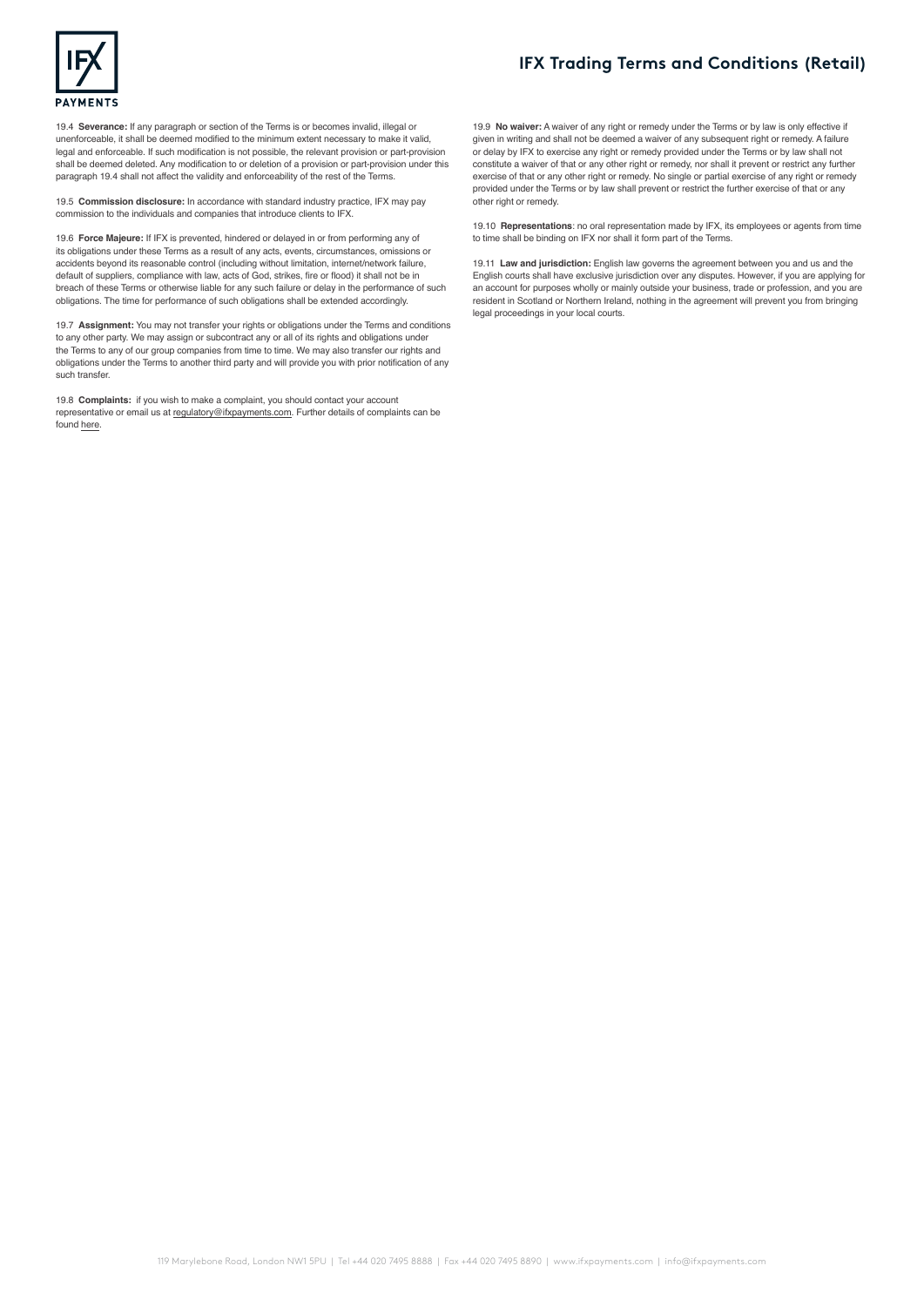19.4 **Severance:** If any paragraph or section of the Terms is or becomes invalid, illegal or unenforceable, it shall be deemed modified to the minimum extent necessary to make it valid, legal and enforceable. If such modification is not possible, the relevant provision or part-provision shall be deemed deleted. Any modification to or deletion of a provision or part-provision under this paragraph 19.4 shall not affect the validity and enforceability of the rest of the Terms.

19.5 **Commission disclosure:** In accordance with standard industry practice, IFX may pay commission to the individuals and companies that introduce clients to IFX.

19.6 **Force Majeure:** If IFX is prevented, hindered or delayed in or from performing any of its obligations under these Terms as a result of any acts, events, circumstances, omissions or accidents beyond its reasonable control (including without limitation, internet/network failure, default of suppliers, compliance with law, acts of God, strikes, fire or flood) it shall not be in breach of these Terms or otherwise liable for any such failure or delay in the performance of such obligations. The time for performance of such obligations shall be extended accordingly.

19.7 **Assignment:** You may not transfer your rights or obligations under the Terms and conditions to any other party. We may assign or subcontract any or all of its rights and obligations under the Terms to any of our group companies from time to time. We may also transfer our rights and obligations under the Terms to another third party and will provide you with prior notification of any such transfer.

19.8 **Complaints:** if you wish to make a complaint, you should contact your account representative or email us at regulatory@ifxpayments.com. Further details of complaints can be found here.

19.9 **No waiver:** A waiver of any right or remedy under the Terms or by law is only effective if given in writing and shall not be deemed a waiver of any subsequent right or remedy. A failure or delay by IFX to exercise any right or remedy provided under the Terms or by law shall not constitute a waiver of that or any other right or remedy, nor shall it prevent or restrict any further exercise of that or any other right or remedy. No single or partial exercise of any right or remedy provided under the Terms or by law shall prevent or restrict the further exercise of that or any other right or remedy.

19.10 **Representations**: no oral representation made by IFX, its employees or agents from time to time shall be binding on IFX nor shall it form part of the Terms.

19.11 **Law and jurisdiction:** English law governs the agreement between you and us and the English courts shall have exclusive jurisdiction over any disputes. However, if you are applying for an account for purposes wholly or mainly outside your business, trade or profession, and you are resident in Scotland or Northern Ireland, nothing in the agreement will prevent you from bringing legal proceedings in your local courts.